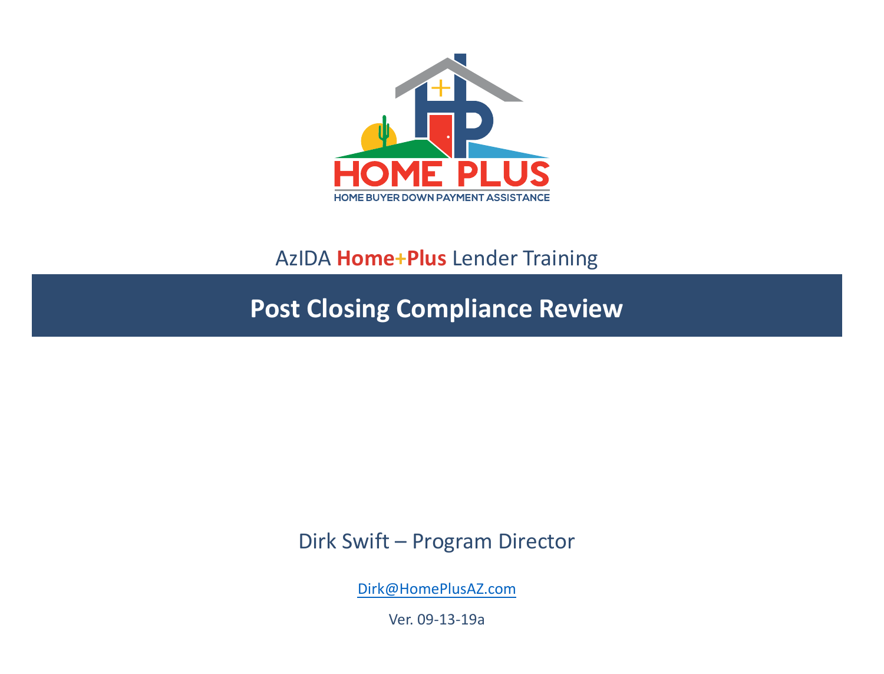HOME PLUS

HOME BUYER DOWN PAYMENT ASSISTANCE

AzIDA **Home+Plus** Lender Training

# Post Closing Compliance Review

Dirk Swift – Program Director

Dirk@HomePlusAZ.com

Ver. 09-13-19a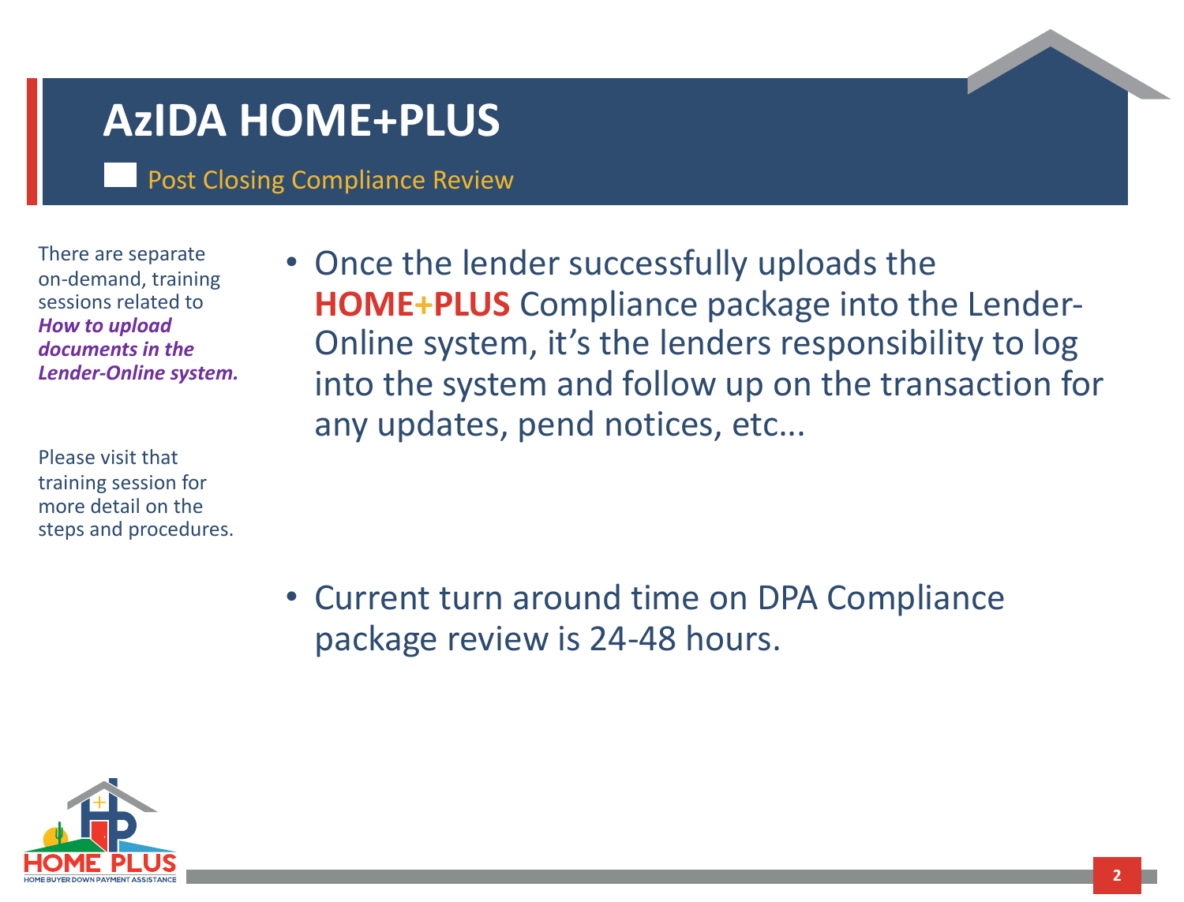# AzIDA HOME+PLUS

## Post Closing Compliance Review

There are separate on-demand, training sessions related to ***How to upload documents in the Lender-Online system.***

Please visit that training session for more detail on the steps and procedures.

- Once the lender successfully uploads the **HOME+PLUS** Compliance package into the Lender-Online system, it's the lenders responsibility to log into the system and follow up on the transaction for any updates, pend notices, etc…

- Current turn around time on DPA Compliance package review is 24-48 hours.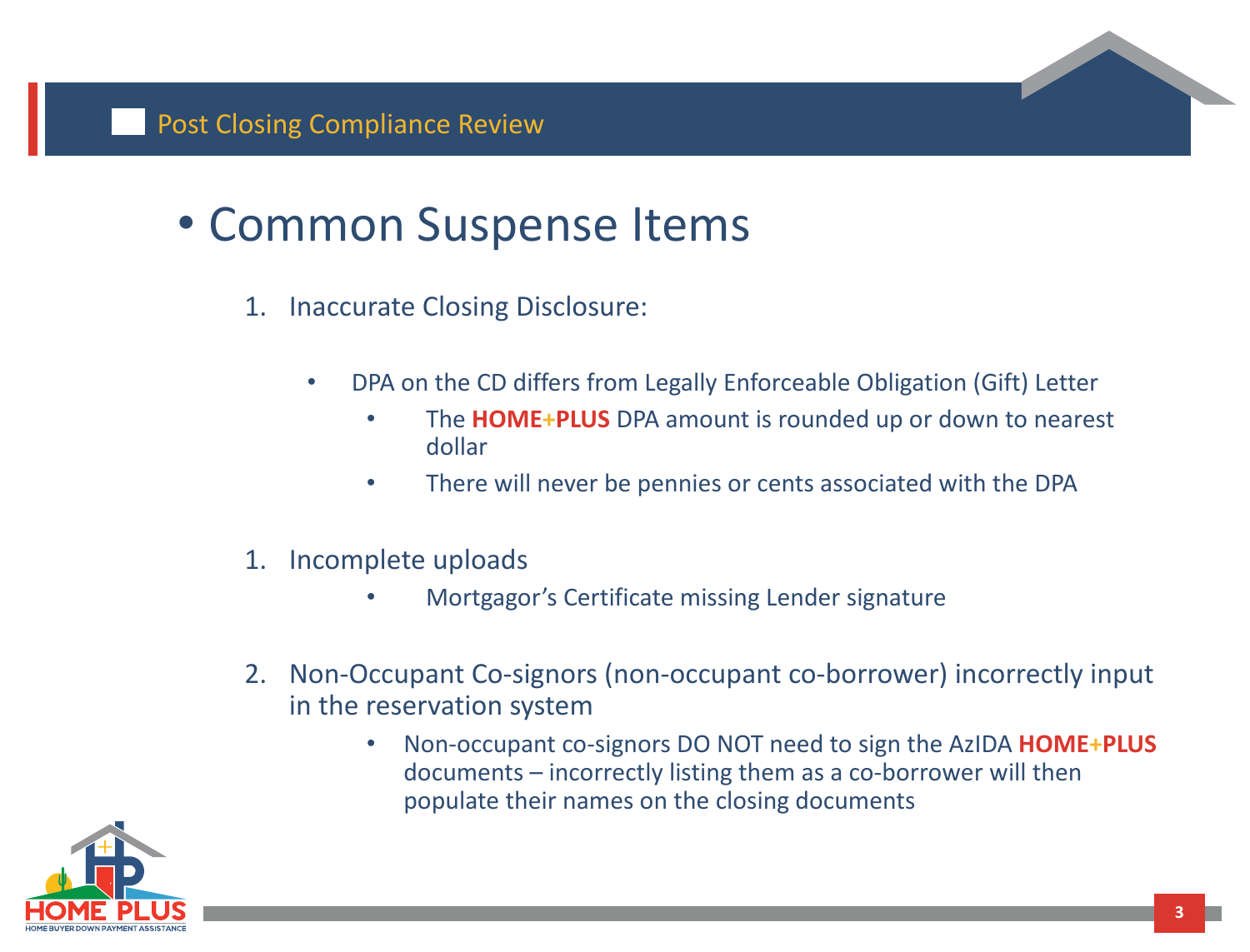# Post Closing Compliance Review

## Common Suspense Items

1. Inaccurate Closing Disclosure:
   - DPA on the CD differs from Legally Enforceable Obligation (Gift) Letter
     - The **HOME+PLUS** DPA amount is rounded up or down to nearest dollar
     - There will never be pennies or cents associated with the DPA

1. Incomplete uploads
   - Mortgagor's Certificate missing Lender signature

2. Non-Occupant Co-signors (non-occupant co-borrower) incorrectly input in the reservation system
   - Non-occupant co-signors DO NOT need to sign the AzIDA **HOME+PLUS** documents – incorrectly listing them as a co-borrower will then populate their names on the closing documents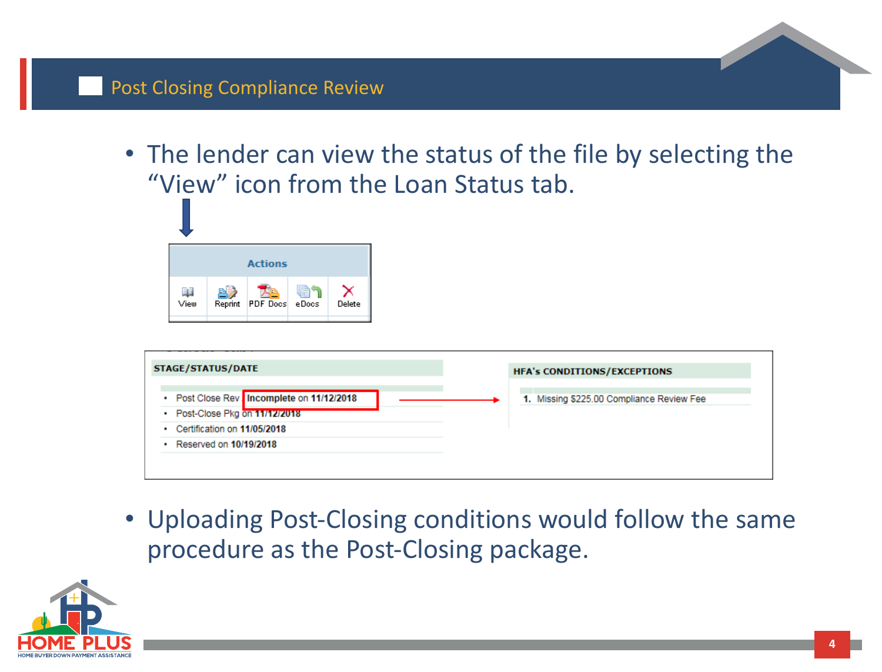# Post Closing Compliance Review

- The lender can view the status of the file by selecting the "View" icon from the Loan Status tab.

| Actions | | | | |
|---|---|---|---|---|
| View | Reprint | PDF Docs | eDocs | Delete |

| STAGE/STATUS/DATE | HFA's CONDITIONS/EXCEPTIONS |
|---|---|
| • Post Close Rev **Incomplete** on **11/12/2018** | 1. Missing $225.00 Compliance Review Fee |
| • Post-Close Pkg on **11/12/2018** | |
| • Certification on **11/05/2018** | |
| • Reserved on **10/19/2018** | |

- Uploading Post-Closing conditions would follow the same procedure as the Post-Closing package.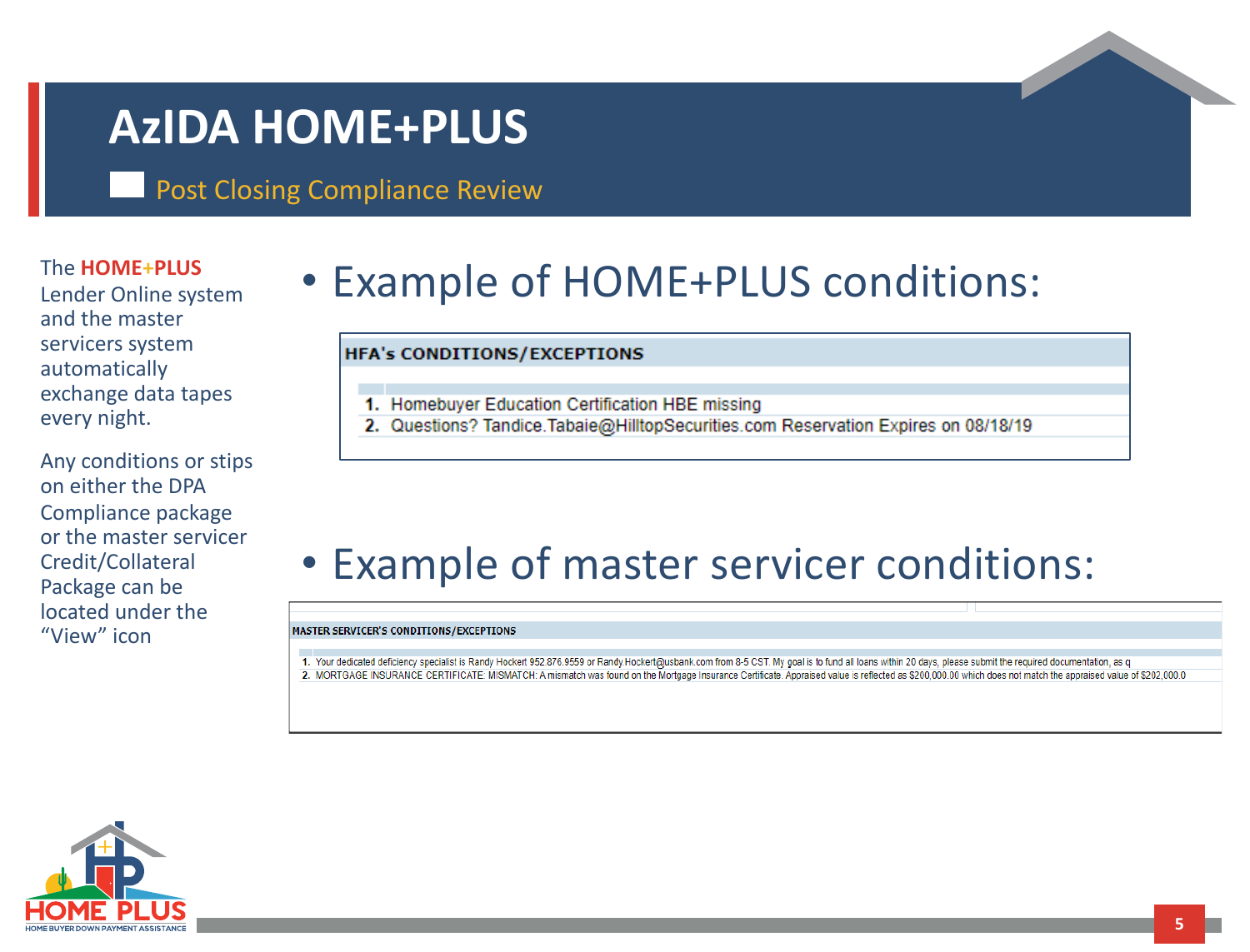# AzIDA HOME+PLUS

## Post Closing Compliance Review

The **HOME+PLUS** Lender Online system and the master servicers system automatically exchange data tapes every night.

Any conditions or stips on either the DPA Compliance package or the master servicer Credit/Collateral Package can be located under the "View" icon

- Example of HOME+PLUS conditions:

**HFA's CONDITIONS/EXCEPTIONS**

1. Homebuyer Education Certification HBE missing
2. Questions? Tandice.Tabaie@HilltopSecurities.com Reservation Expires on 08/18/19

- Example of master servicer conditions:

**MASTER SERVICER'S CONDITIONS/EXCEPTIONS**

1. Your dedicated deficiency specialist is Randy Hockert 952.876.9559 or Randy Hockert@usbank.com from 8-5 CST. My goal is to fund all loans within 20 days, please submit the required documentation, as q
2. MORTGAGE INSURANCE CERTIFICATE: MISMATCH: A mismatch was found on the Mortgage Insurance Certificate. Appraised value is reflected as $200,000.00 which does not match the appraised value of $202,000.0

HOME PLUS
HOME BUYER DOWN PAYMENT ASSISTANCE